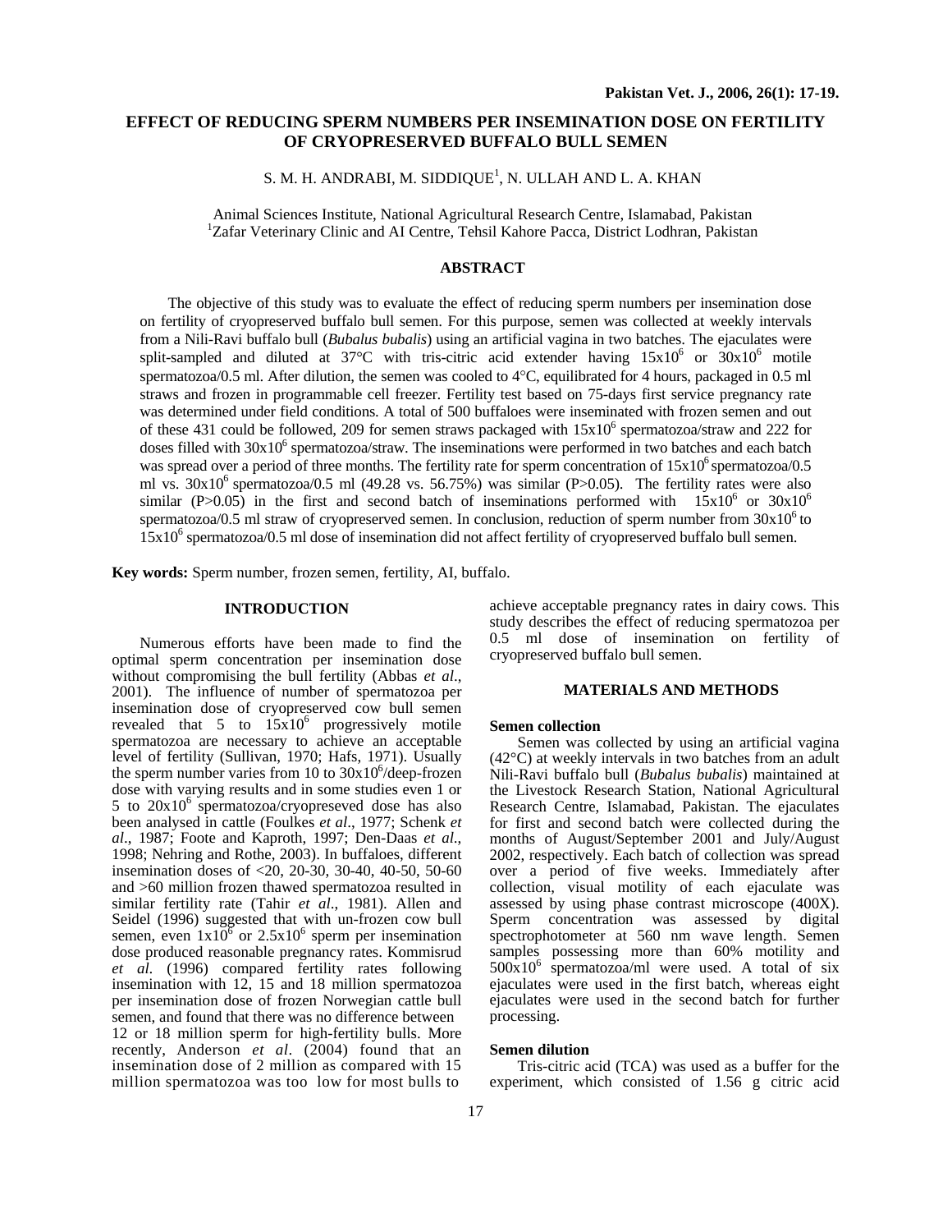# EFFECT OF REDUCING SPERM NUMBERS PER INSEMINATION DOSE ON FERTILITY OF CRYOPRESERVED BUFFALO BULL SEMEN

S. M. H. ANDRABI, M. SIDDIQUE[1], N. ULLAH AND L. A. KHAN

Animal Sciences Institute, National Agricultural Research Centre, Islamabad, Pakistan
[1]Zafar Veterinary Clinic and AI Centre, Tehsil Kahore Pacca, District Lodhran, Pakistan

## ABSTRACT

The objective of this study was to evaluate the effect of reducing sperm numbers per insemination dose on fertility of cryopreserved buffalo bull semen. For this purpose, semen was collected at weekly intervals from a Nili-Ravi buffalo bull (*Bubalus bubalis*) using an artificial vagina in two batches. The ejaculates were split-sampled and diluted at 37°C with tris-citric acid extender having $15x10^6$ or $30x10^6$ motile spermatozoa/0.5 ml. After dilution, the semen was cooled to 4°C, equilibrated for 4 hours, packaged in 0.5 ml straws and frozen in programmable cell freezer. Fertility test based on 75-days first service pregnancy rate was determined under field conditions. A total of 500 buffaloes were inseminated with frozen semen and out of these 431 could be followed, 209 for semen straws packaged with $15x10^6$ spermatozoa/straw and 222 for doses filled with $30x10^6$ spermatozoa/straw. The inseminations were performed in two batches and each batch was spread over a period of three months. The fertility rate for sperm concentration of $15x10^6$ spermatozoa/0.5 ml vs. $30x10^6$ spermatozoa/0.5 ml (49.28 vs. 56.75%) was similar (P>0.05). The fertility rates were also similar (P>0.05) in the first and second batch of inseminations performed with $15x10^6$ or $30x10^6$ spermatozoa/0.5 ml straw of cryopreserved semen. In conclusion, reduction of sperm number from $30x10^6$ to $15x10^6$ spermatozoa/0.5 ml dose of insemination did not affect fertility of cryopreserved buffalo bull semen.

**Key words:** Sperm number, frozen semen, fertility, AI, buffalo.

## INTRODUCTION

Numerous efforts have been made to find the optimal sperm concentration per insemination dose without compromising the bull fertility (Abbas *et al*., 2001). The influence of number of spermatozoa per insemination dose of cryopreserved cow bull semen revealed that 5 to $15x10^6$ progressively motile spermatozoa are necessary to achieve an acceptable level of fertility (Sullivan, 1970; Hafs, 1971). Usually the sperm number varies from 10 to $30x10^6$/deep-frozen dose with varying results and in some studies even 1 or 5 to $20x10^6$ spermatozoa/cryopreseved dose has also been analysed in cattle (Foulkes *et al*., 1977; Schenk *et al*., 1987; Foote and Kaproth, 1997; Den-Daas *et al*., 1998; Nehring and Rothe, 2003). In buffaloes, different insemination doses of <20, 20-30, 30-40, 40-50, 50-60 and >60 million frozen thawed spermatozoa resulted in similar fertility rate (Tahir *et al*., 1981). Allen and Seidel (1996) suggested that with un-frozen cow bull semen, even $1x10^6$ or $2.5x10^6$ sperm per insemination dose produced reasonable pregnancy rates. Kommisrud *et al*. (1996) compared fertility rates following insemination with 12, 15 and 18 million spermatozoa per insemination dose of frozen Norwegian cattle bull semen, and found that there was no difference between 12 or 18 million sperm for high-fertility bulls. More recently, Anderson *et al*. (2004) found that an insemination dose of 2 million as compared with 15 million spermatozoa was too low for most bulls to achieve acceptable pregnancy rates in dairy cows. This study describes the effect of reducing spermatozoa per 0.5 ml dose of insemination on fertility of cryopreserved buffalo bull semen.

## MATERIALS AND METHODS

### Semen collection

Semen was collected by using an artificial vagina (42°C) at weekly intervals in two batches from an adult Nili-Ravi buffalo bull (*Bubalus bubalis*) maintained at the Livestock Research Station, National Agricultural Research Centre, Islamabad, Pakistan. The ejaculates for first and second batch were collected during the months of August/September 2001 and July/August 2002, respectively. Each batch of collection was spread over a period of five weeks. Immediately after collection, visual motility of each ejaculate was assessed by using phase contrast microscope (400X). Sperm concentration was assessed by digital spectrophotometer at 560 nm wave length. Semen samples possessing more than 60% motility and $500x10^6$ spermatozoa/ml were used. A total of six ejaculates were used in the first batch, whereas eight ejaculates were used in the second batch for further processing.

### Semen dilution

Tris-citric acid (TCA) was used as a buffer for the experiment, which consisted of 1.56 g citric acid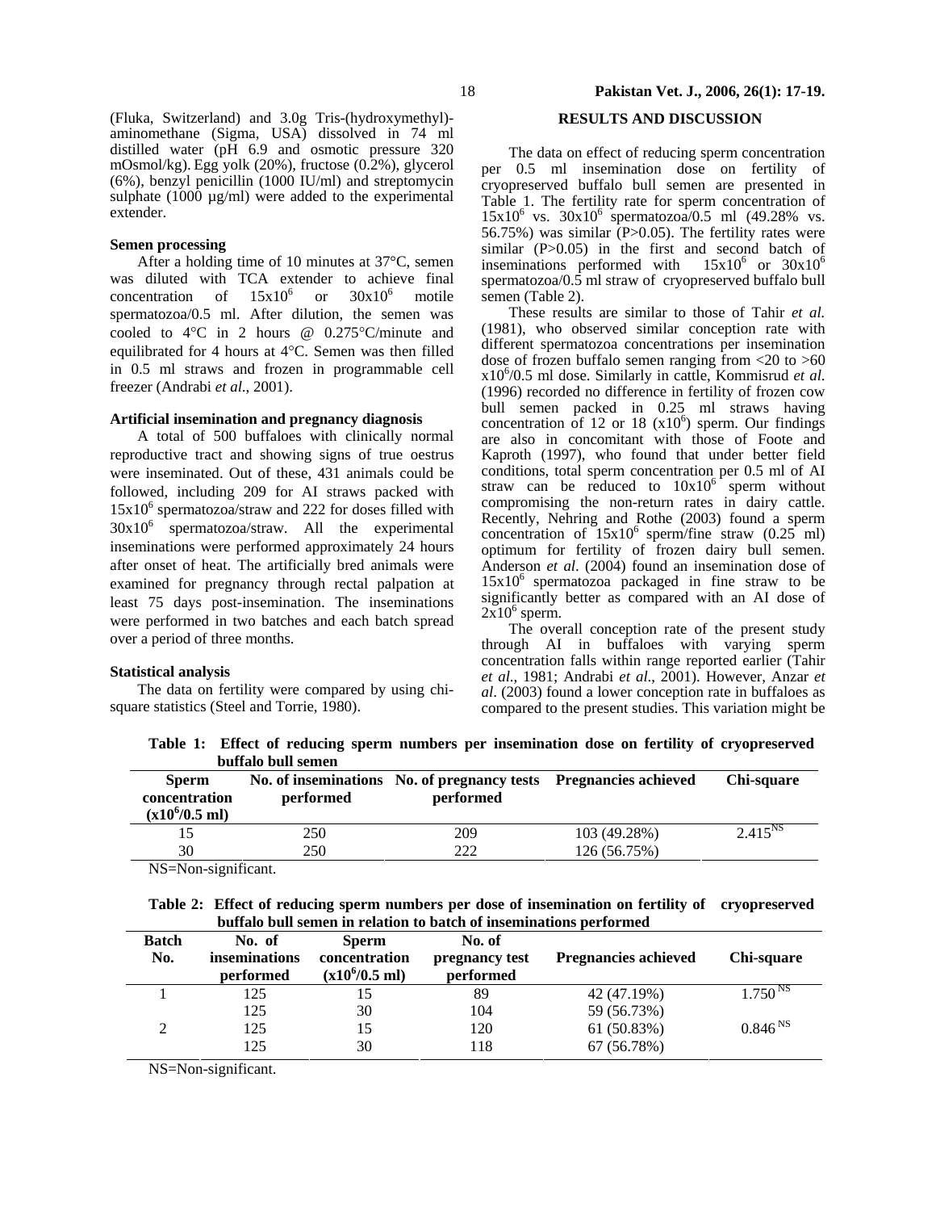(Fluka, Switzerland) and 3.0g Tris-(hydroxymethyl)-aminomethane (Sigma, USA) dissolved in 74 ml distilled water (pH 6.9 and osmotic pressure 320 mOsmol/kg). Egg yolk (20%), fructose (0.2%), glycerol (6%), benzyl penicillin (1000 IU/ml) and streptomycin sulphate (1000 µg/ml) were added to the experimental extender.

### Semen processing

After a holding time of 10 minutes at 37°C, semen was diluted with TCA extender to achieve final concentration of $15x10^6$ or $30x10^6$ motile spermatozoa/0.5 ml. After dilution, the semen was cooled to 4°C in 2 hours @ 0.275°C/minute and equilibrated for 4 hours at 4°C. Semen was then filled in 0.5 ml straws and frozen in programmable cell freezer (Andrabi *et al*., 2001).

### Artificial insemination and pregnancy diagnosis

A total of 500 buffaloes with clinically normal reproductive tract and showing signs of true oestrus were inseminated. Out of these, 431 animals could be followed, including 209 for AI straws packed with $15x10^6$ spermatozoa/straw and 222 for doses filled with $30x10^6$ spermatozoa/straw. All the experimental inseminations were performed approximately 24 hours after onset of heat. The artificially bred animals were examined for pregnancy through rectal palpation at least 75 days post-insemination. The inseminations were performed in two batches and each batch spread over a period of three months.

### Statistical analysis

The data on fertility were compared by using chi-square statistics (Steel and Torrie, 1980).

## RESULTS AND DISCUSSION

The data on effect of reducing sperm concentration per 0.5 ml insemination dose on fertility of cryopreserved buffalo bull semen are presented in Table 1. The fertility rate for sperm concentration of $15x10^6$ vs. $30x10^6$ spermatozoa/0.5 ml (49.28% vs. 56.75%) was similar ($P>0.05$). The fertility rates were similar ($P>0.05$) in the first and second batch of inseminations performed with $15x10^6$ or $30x10^6$ spermatozoa/0.5 ml straw of cryopreserved buffalo bull semen (Table 2).

These results are similar to those of Tahir *et al.* (1981), who observed similar conception rate with different spermatozoa concentrations per insemination dose of frozen buffalo semen ranging from <20 to >60 $x10^6$/0.5 ml dose. Similarly in cattle, Kommisrud *et al.* (1996) recorded no difference in fertility of frozen cow bull semen packed in 0.25 ml straws having concentration of 12 or 18 $(x10^6)$ sperm. Our findings are also in concomitant with those of Foote and Kaproth (1997), who found that under better field conditions, total sperm concentration per 0.5 ml of AI straw can be reduced to $10x10^6$ sperm without compromising the non-return rates in dairy cattle. Recently, Nehring and Rothe (2003) found a sperm concentration of $15x10^6$ sperm/fine straw (0.25 ml) optimum for fertility of frozen dairy bull semen. Anderson *et al*. (2004) found an insemination dose of $15x10^6$ spermatozoa packaged in fine straw to be significantly better as compared with an AI dose of $2x10^6$ sperm.

The overall conception rate of the present study through AI in buffaloes with varying sperm concentration falls within range reported earlier (Tahir *et al*., 1981; Andrabi *et al*., 2001). However, Anzar *et al*. (2003) found a lower conception rate in buffaloes as compared to the present studies. This variation might be

**Table 1: Effect of reducing sperm numbers per insemination dose on fertility of cryopreserved buffalo bull semen**

| Sperm concentration ($x10^6$/0.5 ml) | No. of inseminations performed | No. of pregnancy tests performed | Pregnancies achieved | Chi-square |
|---|---|---|---|---|
| 15 | 250 | 209 | 103 (49.28%) | $2.415^{NS}$ |
| 30 | 250 | 222 | 126 (56.75%) | |

NS=Non-significant.

**Table 2: Effect of reducing sperm numbers per dose of insemination on fertility of cryopreserved buffalo bull semen in relation to batch of inseminations performed**

| Batch No. | No. of inseminations performed | Sperm concentration ($x10^6$/0.5 ml) | No. of pregnancy test performed | Pregnancies achieved | Chi-square |
|---|---|---|---|---|---|
| 1 | 125 | 15 | 89 | 42 (47.19%) | $1.750^{NS}$ |
| | 125 | 30 | 104 | 59 (56.73%) | |
| 2 | 125 | 15 | 120 | 61 (50.83%) | $0.846^{NS}$ |
| | 125 | 30 | 118 | 67 (56.78%) | |

NS=Non-significant.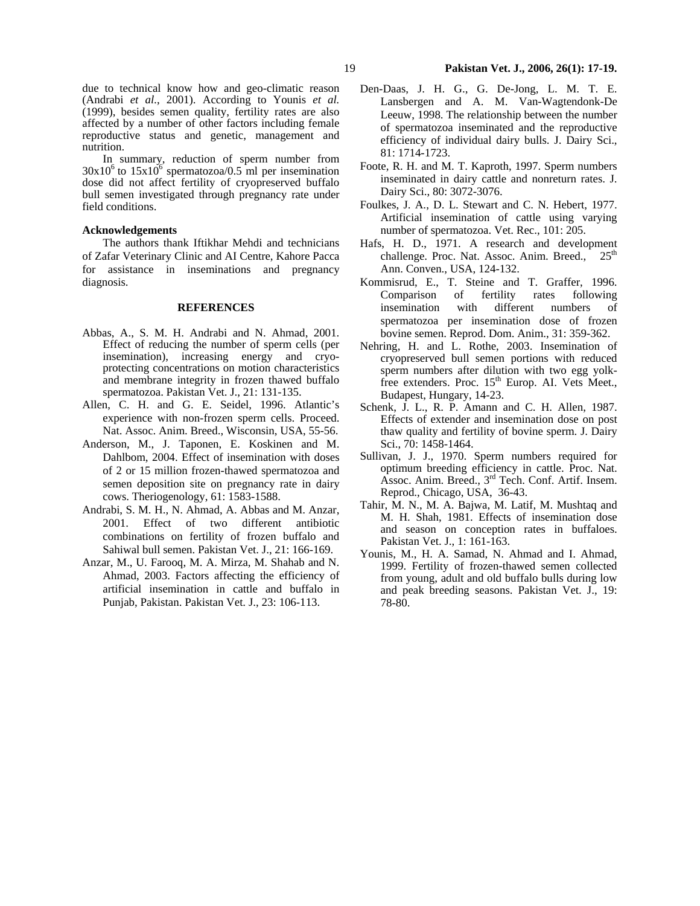due to technical know how and geo-climatic reason (Andrabi *et al.*, 2001). According to Younis *et al.* (1999), besides semen quality, fertility rates are also affected by a number of other factors including female reproductive status and genetic, management and nutrition.

In summary, reduction of sperm number from $30x10^6$ to $15x10^6$ spermatozoa/0.5 ml per insemination dose did not affect fertility of cryopreserved buffalo bull semen investigated through pregnancy rate under field conditions.

**Acknowledgements**

The authors thank Iftikhar Mehdi and technicians of Zafar Veterinary Clinic and AI Centre, Kahore Pacca for assistance in inseminations and pregnancy diagnosis.

## REFERENCES

Abbas, A., S. M. H. Andrabi and N. Ahmad, 2001. Effect of reducing the number of sperm cells (per insemination), increasing energy and cryo-protecting concentrations on motion characteristics and membrane integrity in frozen thawed buffalo spermatozoa. Pakistan Vet. J., 21: 131-135.

Allen, C. H. and G. E. Seidel, 1996. Atlantic's experience with non-frozen sperm cells. Proceed. Nat. Assoc. Anim. Breed., Wisconsin, USA, 55-56.

Anderson, M., J. Taponen, E. Koskinen and M. Dahlbom, 2004. Effect of insemination with doses of 2 or 15 million frozen-thawed spermatozoa and semen deposition site on pregnancy rate in dairy cows. Theriogenology, 61: 1583-1588.

Andrabi, S. M. H., N. Ahmad, A. Abbas and M. Anzar, 2001. Effect of two different antibiotic combinations on fertility of frozen buffalo and Sahiwal bull semen. Pakistan Vet. J., 21: 166-169.

Anzar, M., U. Farooq, M. A. Mirza, M. Shahab and N. Ahmad, 2003. Factors affecting the efficiency of artificial insemination in cattle and buffalo in Punjab, Pakistan. Pakistan Vet. J., 23: 106-113.

Den-Daas, J. H. G., G. De-Jong, L. M. T. E. Lansbergen and A. M. Van-Wagtendonk-De Leeuw, 1998. The relationship between the number of spermatozoa inseminated and the reproductive efficiency of individual dairy bulls. J. Dairy Sci., 81: 1714-1723.

Foote, R. H. and M. T. Kaproth, 1997. Sperm numbers inseminated in dairy cattle and nonreturn rates. J. Dairy Sci., 80: 3072-3076.

Foulkes, J. A., D. L. Stewart and C. N. Hebert, 1977. Artificial insemination of cattle using varying number of spermatozoa. Vet. Rec., 101: 205.

Hafs, H. D., 1971. A research and development challenge. Proc. Nat. Assoc. Anim. Breed., 25th Ann. Conven., USA, 124-132.

Kommisrud, E., T. Steine and T. Graffer, 1996. Comparison of fertility rates following insemination with different numbers of spermatozoa per insemination dose of frozen bovine semen. Reprod. Dom. Anim., 31: 359-362.

Nehring, H. and L. Rothe, 2003. Insemination of cryopreserved bull semen portions with reduced sperm numbers after dilution with two egg yolk-free extenders. Proc. 15th Europ. AI. Vets Meet., Budapest, Hungary, 14-23.

Schenk, J. L., R. P. Amann and C. H. Allen, 1987. Effects of extender and insemination dose on post thaw quality and fertility of bovine sperm. J. Dairy Sci., 70: 1458-1464.

Sullivan, J. J., 1970. Sperm numbers required for optimum breeding efficiency in cattle. Proc. Nat. Assoc. Anim. Breed., 3rd Tech. Conf. Artif. Insem. Reprod., Chicago, USA, 36-43.

Tahir, M. N., M. A. Bajwa, M. Latif, M. Mushtaq and M. H. Shah, 1981. Effects of insemination dose and season on conception rates in buffaloes. Pakistan Vet. J., 1: 161-163.

Younis, M., H. A. Samad, N. Ahmad and I. Ahmad, 1999. Fertility of frozen-thawed semen collected from young, adult and old buffalo bulls during low and peak breeding seasons. Pakistan Vet. J., 19: 78-80.